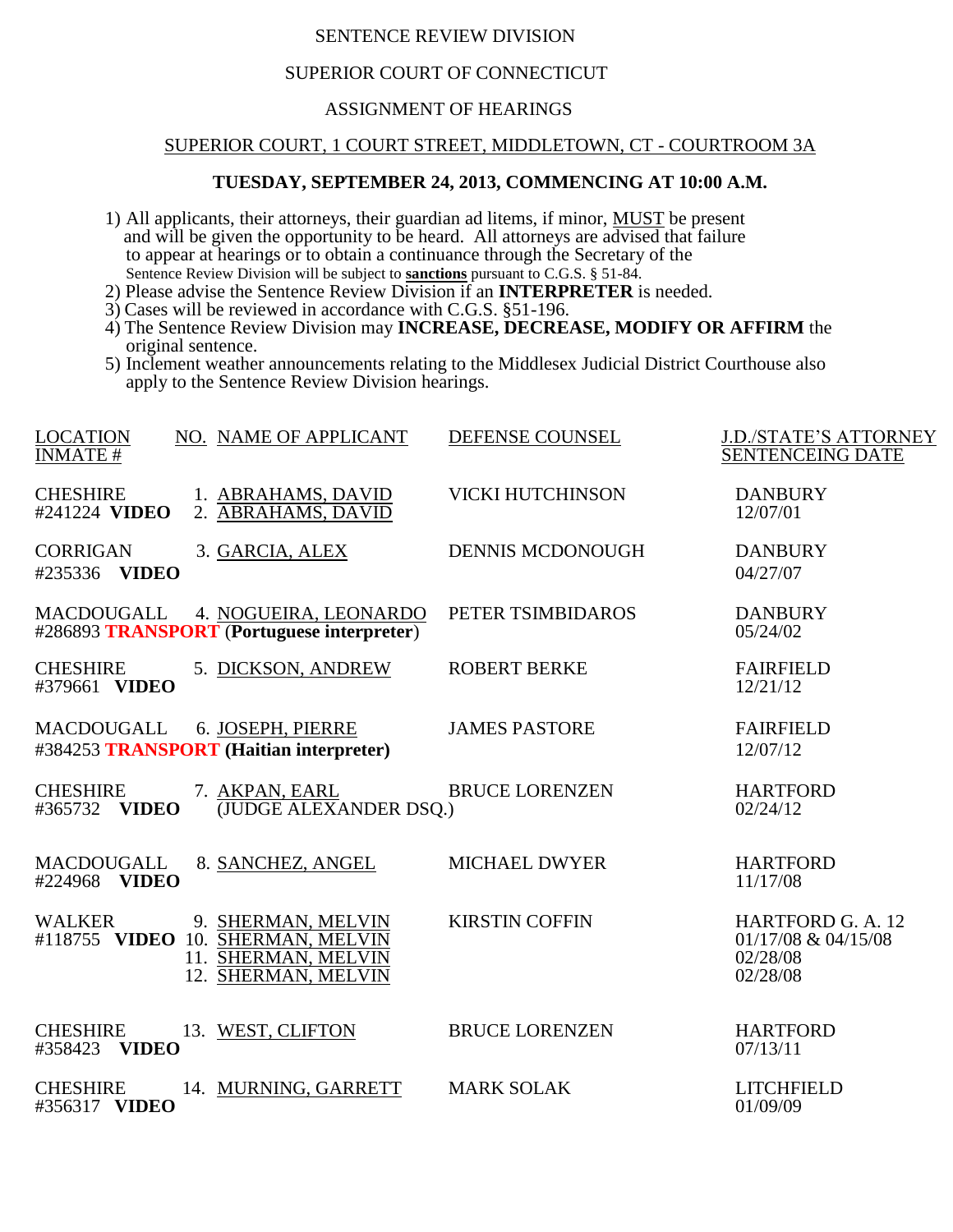SENTENCE REVIEW DIVISION

SUPERIOR COURT OF CONNECTICUT

ASSIGNMENT OF HEARINGS

SUPERIOR COURT, 1 COURT STREET, MIDDLETOWN, CT - COURTROOM 3A

**TUESDAY, SEPTEMBER 24, 2013, COMMENCING AT 10:00 A.M.**

1) All applicants, their attorneys, their guardian ad litems, if minor, MUST be present and will be given the opportunity to be heard. All attorneys are advised that failure to appear at hearings or to obtain a continuance through the Secretary of the Sentence Review Division will be subject to **sanctions** pursuant to C.G.S. § 51-84.
2) Please advise the Sentence Review Division if an **INTERPRETER** is needed.
3) Cases will be reviewed in accordance with C.G.S. §51-196.
4) The Sentence Review Division may **INCREASE, DECREASE, MODIFY OR AFFIRM** the original sentence.
5) Inclement weather announcements relating to the Middlesex Judicial District Courthouse also apply to the Sentence Review Division hearings.

| LOCATION INMATE # | NO. | NAME OF APPLICANT | DEFENSE COUNSEL | J.D./STATE'S ATTORNEY SENTENCEING DATE |
|---|---|---|---|---|
| CHESHIRE #241224 **VIDEO** | 1.<br>2. | ABRAHAMS, DAVID<br>ABRAHAMS, DAVID | VICKI HUTCHINSON | DANBURY<br>12/07/01 |
| CORRIGAN #235336 **VIDEO** | 3. | GARCIA, ALEX | DENNIS MCDONOUGH | DANBURY<br>04/27/07 |
| MACDOUGALL #286893 **TRANSPORT** (**Portuguese interpreter**) | 4. | NOGUEIRA, LEONARDO | PETER TSIMBIDAROS | DANBURY<br>05/24/02 |
| CHESHIRE #379661 **VIDEO** | 5. | DICKSON, ANDREW | ROBERT BERKE | FAIRFIELD<br>12/21/12 |
| MACDOUGALL #384253 **TRANSPORT (Haitian interpreter)** | 6. | JOSEPH, PIERRE | JAMES PASTORE | FAIRFIELD<br>12/07/12 |
| CHESHIRE #365732 **VIDEO** | 7. | AKPAN, EARL (JUDGE ALEXANDER DSQ.) | BRUCE LORENZEN | HARTFORD<br>02/24/12 |
| MACDOUGALL #224968 **VIDEO** | 8. | SANCHEZ, ANGEL | MICHAEL DWYER | HARTFORD<br>11/17/08 |
| WALKER #118755 **VIDEO** | 9.<br>10.<br>11.<br>12. | SHERMAN, MELVIN<br>SHERMAN, MELVIN<br>SHERMAN, MELVIN<br>SHERMAN, MELVIN | KIRSTIN COFFIN | HARTFORD G. A. 12<br>01/17/08 & 04/15/08<br>02/28/08<br>02/28/08 |
| CHESHIRE #358423 **VIDEO** | 13. | WEST, CLIFTON | BRUCE LORENZEN | HARTFORD<br>07/13/11 |
| CHESHIRE #356317 **VIDEO** | 14. | MURNING, GARRETT | MARK SOLAK | LITCHFIELD<br>01/09/09 |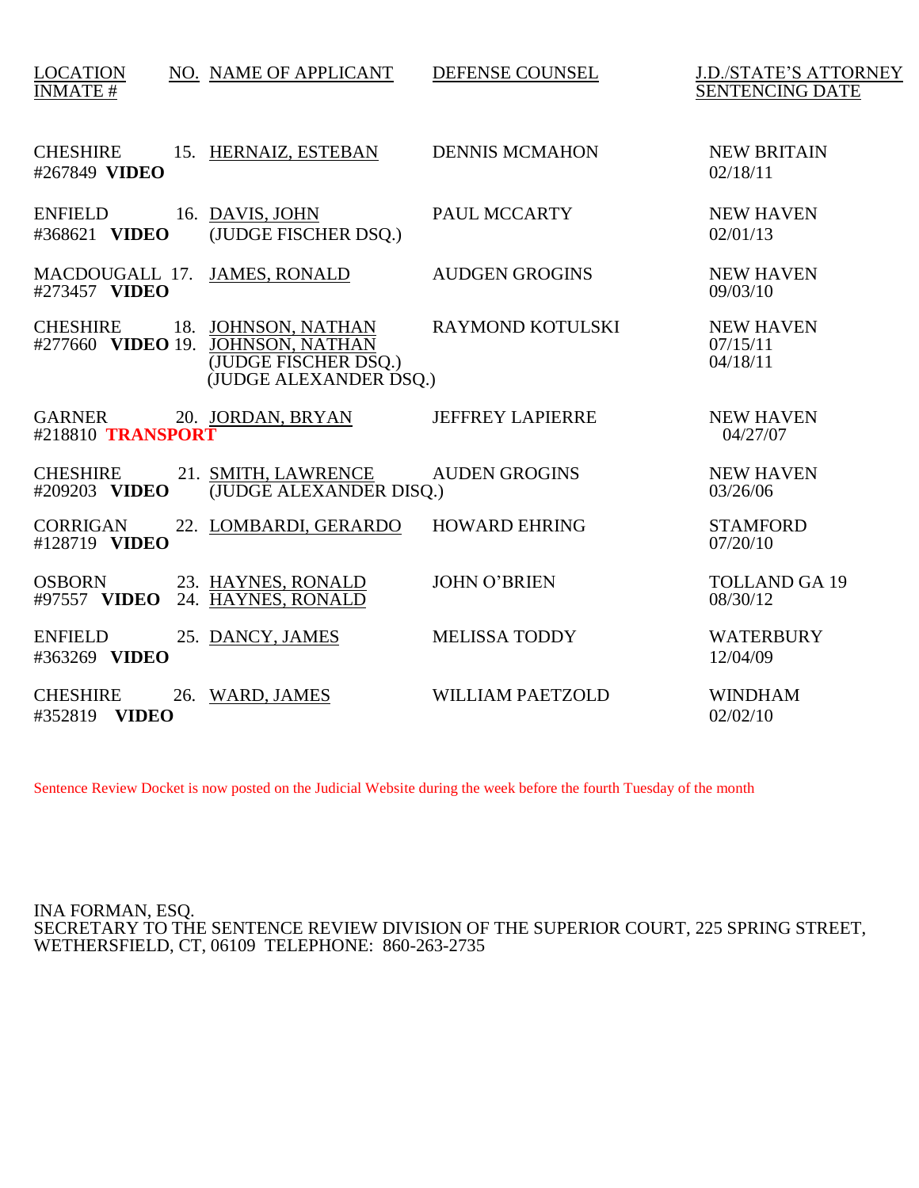| LOCATION INMATE # | NO. | NAME OF APPLICANT | DEFENSE COUNSEL | J.D./STATE'S ATTORNEY SENTENCING DATE |
|---|---|---|---|---|
| CHESHIRE #267849 **VIDEO** | 15. | HERNAIZ, ESTEBAN | DENNIS MCMAHON | NEW BRITAIN 02/18/11 |
| ENFIELD #368621 **VIDEO** | 16. | DAVIS, JOHN (JUDGE FISCHER DSQ.) | PAUL MCCARTY | NEW HAVEN 02/01/13 |
| MACDOUGALL #273457 **VIDEO** | 17. | JAMES, RONALD | AUDGEN GROGINS | NEW HAVEN 09/03/10 |
| CHESHIRE #277660 **VIDEO** | 18. 19. | JOHNSON, NATHAN JOHNSON, NATHAN (JUDGE FISCHER DSQ.) (JUDGE ALEXANDER DSQ.) | RAYMOND KOTULSKI | NEW HAVEN 07/15/11 04/18/11 |
| GARNER #218810 **TRANSPORT** | 20. | JORDAN, BRYAN | JEFFREY LAPIERRE | NEW HAVEN 04/27/07 |
| CHESHIRE #209203 **VIDEO** | 21. | SMITH, LAWRENCE (JUDGE ALEXANDER DISQ.) | AUDEN GROGINS | NEW HAVEN 03/26/06 |
| CORRIGAN #128719 **VIDEO** | 22. | LOMBARDI, GERARDO | HOWARD EHRING | STAMFORD 07/20/10 |
| OSBORN #97557 **VIDEO** | 23. 24. | HAYNES, RONALD HAYNES, RONALD | JOHN O'BRIEN | TOLLAND GA 19 08/30/12 |
| ENFIELD #363269 **VIDEO** | 25. | DANCY, JAMES | MELISSA TODDY | WATERBURY 12/04/09 |
| CHESHIRE #352819 **VIDEO** | 26. | WARD, JAMES | WILLIAM PAETZOLD | WINDHAM 02/02/10 |

Sentence Review Docket is now posted on the Judicial Website during the week before the fourth Tuesday of the month

INA FORMAN, ESQ.
SECRETARY TO THE SENTENCE REVIEW DIVISION OF THE SUPERIOR COURT, 225 SPRING STREET, WETHERSFIELD, CT, 06109 TELEPHONE: 860-263-2735